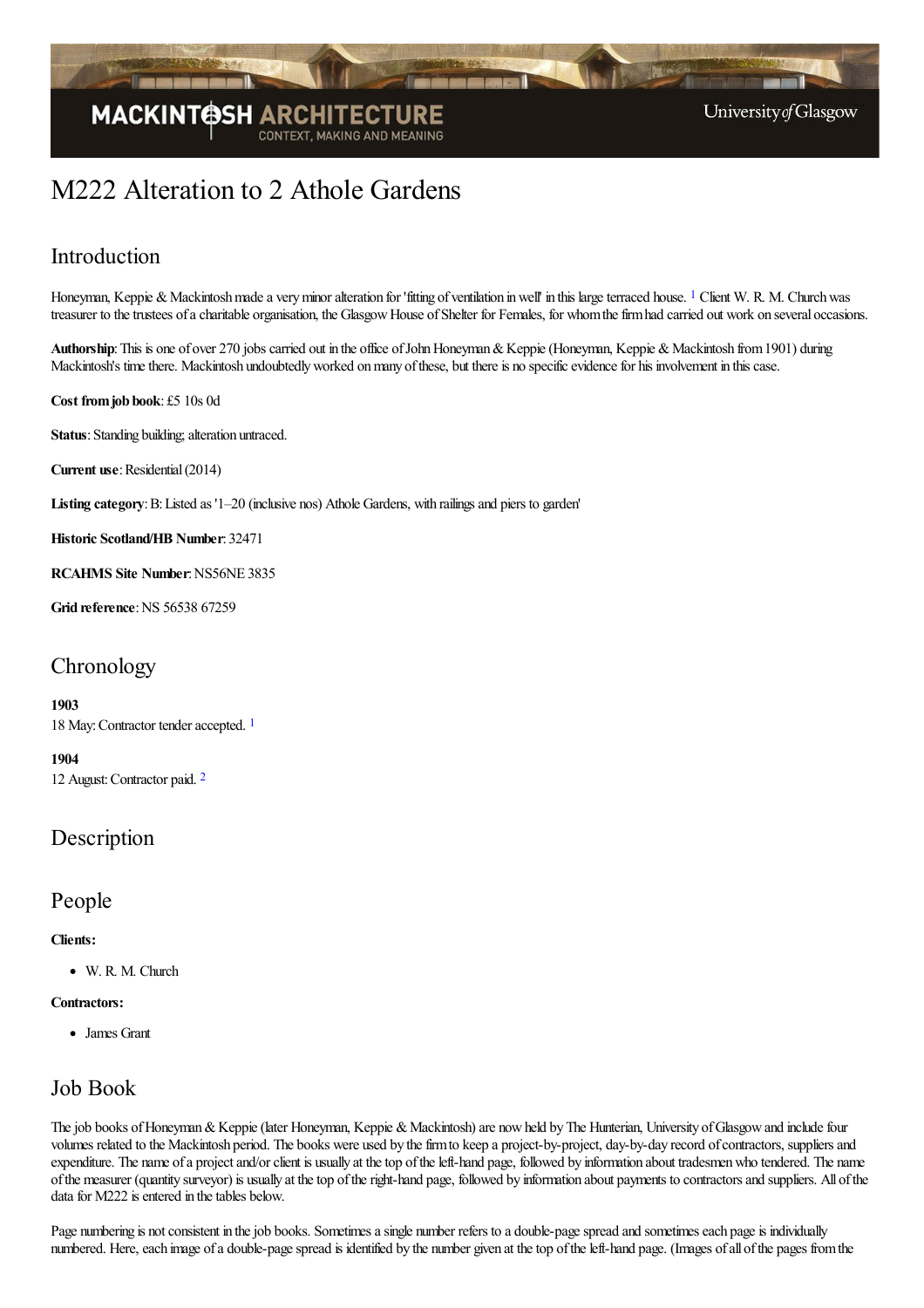# M222 Alteration to 2 Athole Gardens

## Introduction

Honeyman, Keppie & Mackintosh made a very minor alteration for 'fitting of ventilation in well' in this large terraced house. [1] Client W. R. M. Church was treasurer to the trustees of a charitable organisation, the Glasgow House of Shelter for Females, for whom the firm had carried out work on several occasions.

**Authorship**: This is one of over 270 jobs carried out in the office of John Honeyman & Keppie (Honeyman, Keppie & Mackintosh from 1901) during Mackintosh's time there. Mackintosh undoubtedly worked on many of these, but there is no specific evidence for his involvement in this case.

**Cost from job book**: £5 10s 0d

**Status**: Standing building; alteration untraced.

**Current use**: Residential (2014)

**Listing category**: B: Listed as '1–20 (inclusive nos) Athole Gardens, with railings and piers to garden'

**Historic Scotland/HB Number**: 32471

**RCAHMS Site Number**: NS56NE 3835

**Grid reference**: NS 56538 67259

## Chronology

**1903**
18 May: Contractor tender accepted. [1]

**1904**
12 August: Contractor paid. [2]

## Description

## People

**Clients:**

- W. R. M. Church

**Contractors:**

- James Grant

## Job Book

The job books of Honeyman & Keppie (later Honeyman, Keppie & Mackintosh) are now held by The Hunterian, University of Glasgow and include four volumes related to the Mackintosh period. The books were used by the firm to keep a project-by-project, day-by-day record of contractors, suppliers and expenditure. The name of a project and/or client is usually at the top of the left-hand page, followed by information about tradesmen who tendered. The name of the measurer (quantity surveyor) is usually at the top of the right-hand page, followed by information about payments to contractors and suppliers. All of the data for M222 is entered in the tables below.

Page numbering is not consistent in the job books. Sometimes a single number refers to a double-page spread and sometimes each page is individually numbered. Here, each image of a double-page spread is identified by the number given at the top of the left-hand page. (Images of all of the pages from the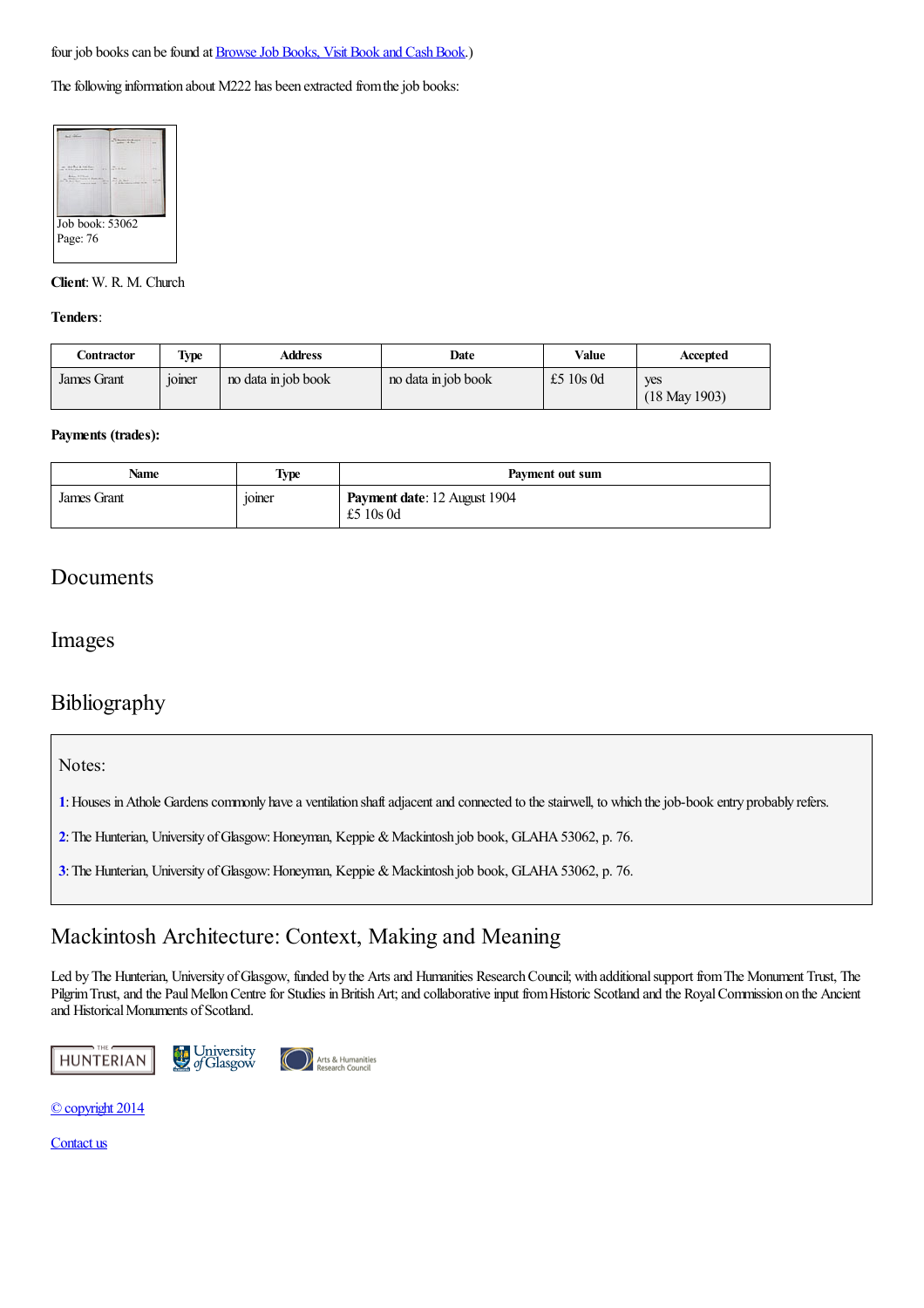four job books can be found at Browse Job Books, Visit Book and Cash Book.)

The following information about M222 has been extracted from the job books:

Job book: 53062
Page: 76

**Client**: W. R. M. Church

**Tenders**:

| Contractor | Type | Address | Date | Value | Accepted |
|---|---|---|---|---|---|
| James Grant | joiner | no data in job book | no data in job book | £5 10s 0d | yes (18 May 1903) |

**Payments (trades):**

| Name | Type | Payment out sum |
|---|---|---|
| James Grant | joiner | **Payment date**: 12 August 1904 £5 10s 0d |

## Documents

## Images

## Bibliography

Notes:

1: Houses in Athole Gardens commonly have a ventilation shaft adjacent and connected to the stairwell, to which the job-book entry probably refers.

2: The Hunterian, University of Glasgow: Honeyman, Keppie & Mackintosh job book, GLAHA 53062, p. 76.

3: The Hunterian, University of Glasgow: Honeyman, Keppie & Mackintosh job book, GLAHA 53062, p. 76.

## Mackintosh Architecture: Context, Making and Meaning

Led by The Hunterian, University of Glasgow, funded by the Arts and Humanities Research Council; with additional support from The Monument Trust, The Pilgrim Trust, and the Paul Mellon Centre for Studies in British Art; and collaborative input from Historic Scotland and the Royal Commission on the Ancient and Historical Monuments of Scotland.

THE HUNTERIAN | University of Glasgow | Arts & Humanities Research Council

© copyright 2014

Contact us